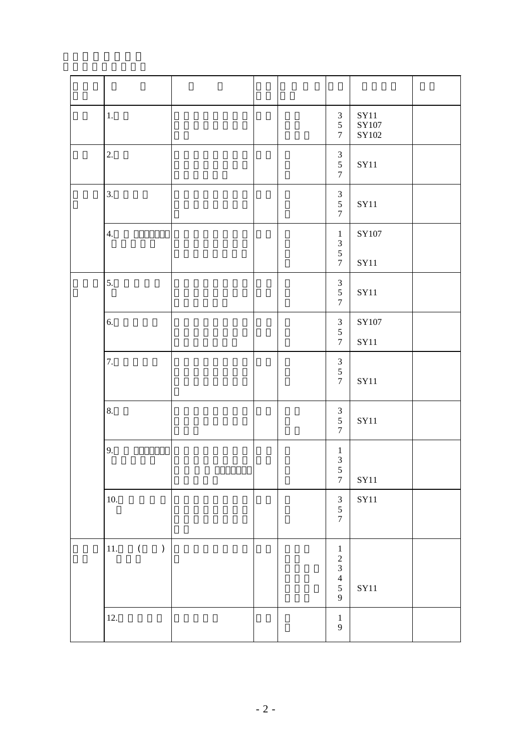| | | | | | | | |
|---|---|---|---|---|---|---|---|
| | 1. | | | | 3<br>5<br>7 | SY11<br>SY107<br>SY102 | |
| | 2. | | | | 3<br>5<br>7 | SY11 | |
| | 3. | | | | 3<br>5<br>7 | SY11 | |
| | 4. | | | | 1<br>3<br>5<br>7 | SY107<br>SY11 | |
| | 5. | | | | 3<br>5<br>7 | SY11 | |
| | 6. | | | | 3<br>5<br>7 | SY107<br>SY11 | |
| | 7. | | | | 3<br>5<br>7 | SY11 | |
| | 8. | | | | 3<br>5<br>7 | SY11 | |
| | 9. | | | | 1<br>3<br>5<br>7 | SY11 | |
| | 10. | | | | 3<br>5<br>7 | SY11 | |
| | 11. ( ) | | | | 1<br>2<br>3<br>4<br>5<br>9 | SY11 | |
| | 12. | | | | 1<br>9 | | |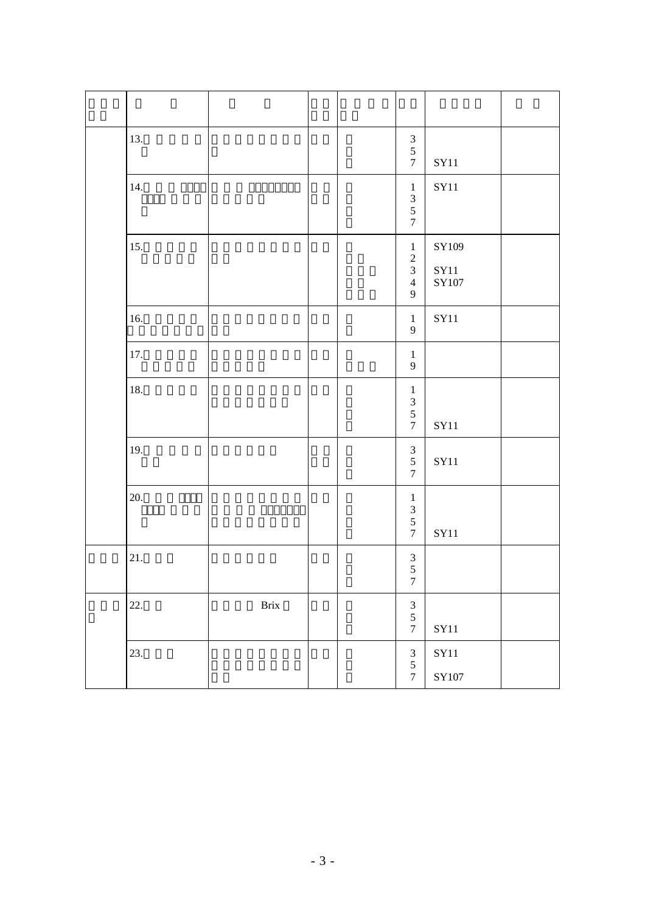| | | | | | | | |
|---|---|---|---|---|---|---|---|
| | 13. | | | | 3<br>5<br>7 | SY11 | |
| | 14. | | | | 1<br>3<br>5<br>7 | SY11 | |
| | 15. | | | | 1<br>2<br>3<br>4<br>9 | SY109<br>SY11<br>SY107 | |
| | 16. | | | | 1<br>9 | SY11 | |
| | 17. | | | | 1<br>9 | | |
| | 18. | | | | 1<br>3<br>5<br>7 | SY11 | |
| | 19. | | | | 3<br>5<br>7 | SY11 | |
| | 20. | | | | 1<br>3<br>5<br>7 | SY11 | |
| | 21. | | | | 3<br>5<br>7 | | |
| | 22. | Brix | | | 3<br>5<br>7 | SY11 | |
| | 23. | | | | 3<br>5<br>7 | SY11<br>SY107 | |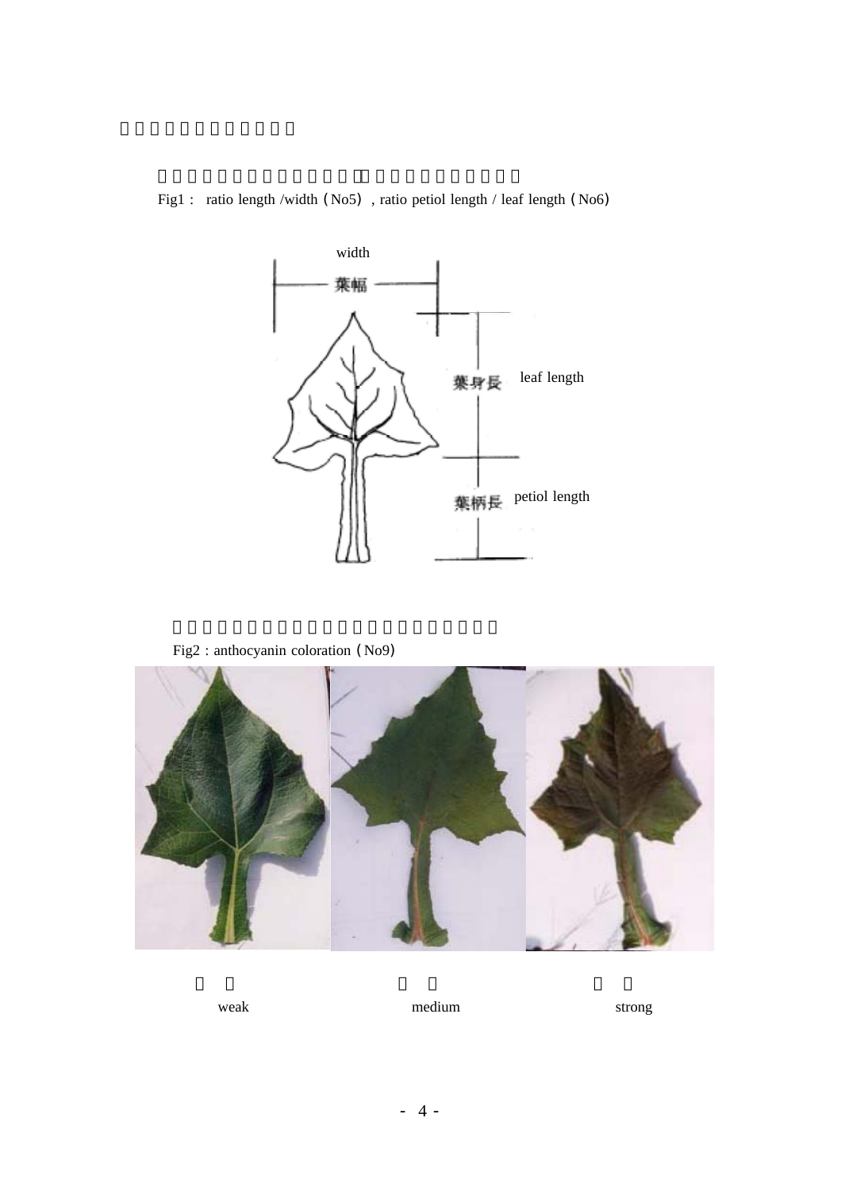Fig1 : ratio length /width（No5）, ratio petiol length / leaf length（No6）

width

葉幅

葉身長 leaf length

葉柄長 petiol length

Fig2 : anthocyanin coloration（No9）

weak

medium

strong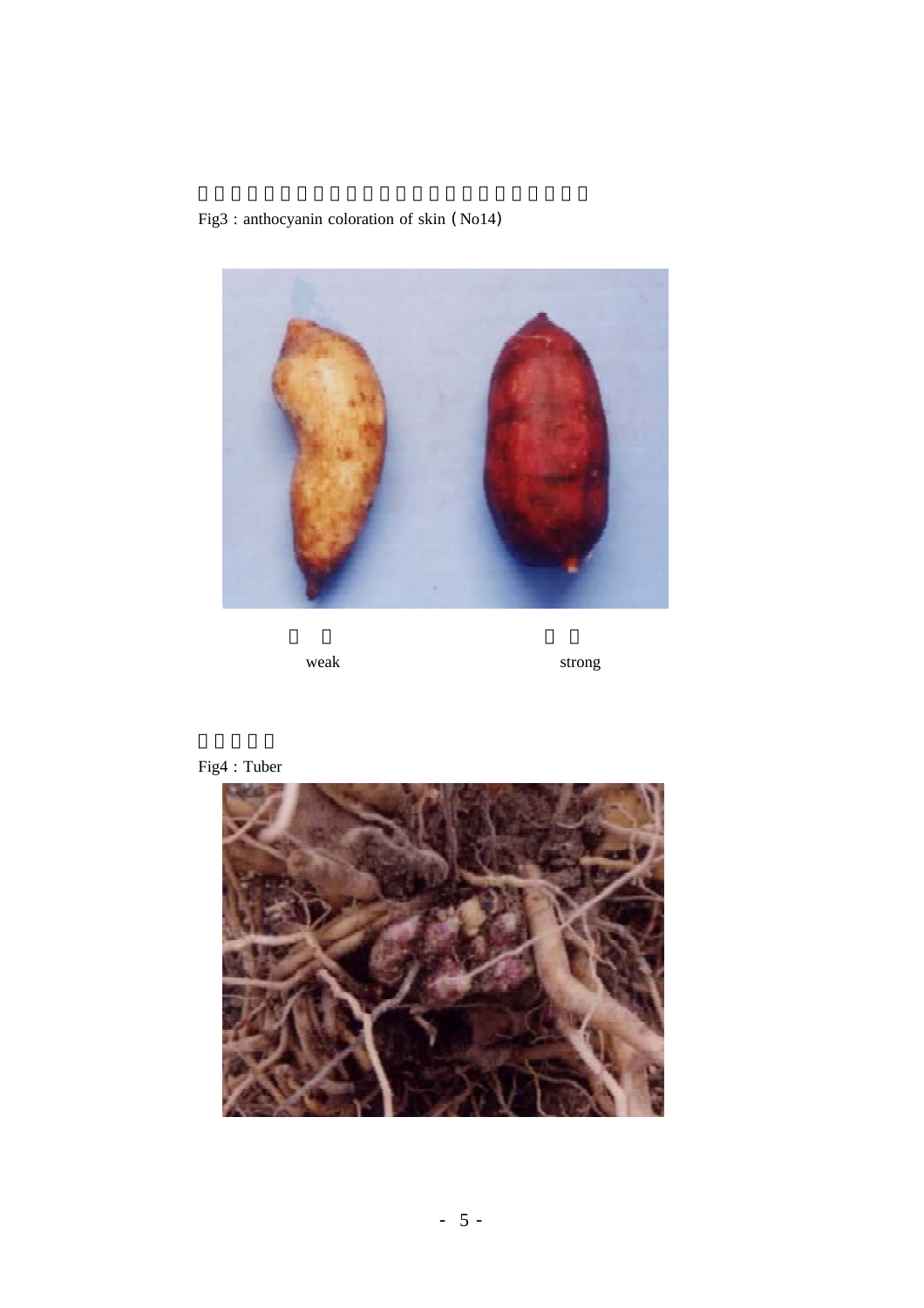Fig3 : anthocyanin coloration of skin（No14）

weak

strong

Fig4 : Tuber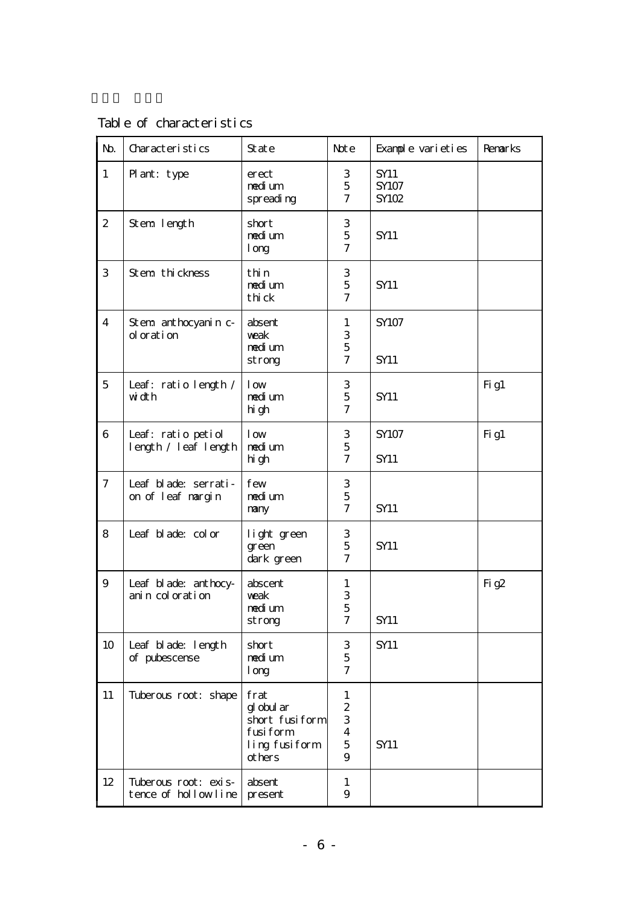Table of characteristics

| No. | Characteristics | State | Note | Example varieties | Remarks |
|---|---|---|---|---|---|
| 1 | Plant: type | erect<br>medium<br>spreading | 3<br>5<br>7 | SY11<br>SY107<br>SY102 | |
| 2 | Stem: length | short<br>medium<br>long | 3<br>5<br>7 | <br>SY11 | |
| 3 | Stem: thickness | thin<br>medium<br>thick | 3<br>5<br>7 | <br>SY11 | |
| 4 | Stem: anthocyanin c-oloration | absent<br>weak<br>medium<br>strong | 1<br>3<br>5<br>7 | SY107<br><br><br>SY11 | |
| 5 | Leaf: ratio length / width | low<br>medium<br>high | 3<br>5<br>7 | <br>SY11 | Fig1 |
| 6 | Leaf: ratio petiol length / leaf length | low<br>medium<br>high | 3<br>5<br>7 | SY107<br><br>SY11 | Fig1 |
| 7 | Leaf blade: serrati-on of leaf margin | few<br>medium<br>many | 3<br>5<br>7 | <br><br>SY11 | |
| 8 | Leaf blade: color | light green<br>green<br>dark green | 3<br>5<br>7 | <br>SY11 | |
| 9 | Leaf blade: anthocy-anin coloration | abscent<br>weak<br>medium<br>strong | 1<br>3<br>5<br>7 | <br><br><br>SY11 | Fig2 |
| 10 | Leaf blade: length of pubescense | short<br>medium<br>long | 3<br>5<br>7 | SY11 | |
| 11 | Tuberous root: shape | frat<br>globular<br>short fusiform<br>fusiform<br>ling fusiform<br>others | 1<br>2<br>3<br>4<br>5<br>9 | <br><br><br><br>SY11 | |
| 12 | Tuberous root: exis-tence of hollow line | absent<br>present | 1<br>9 | | |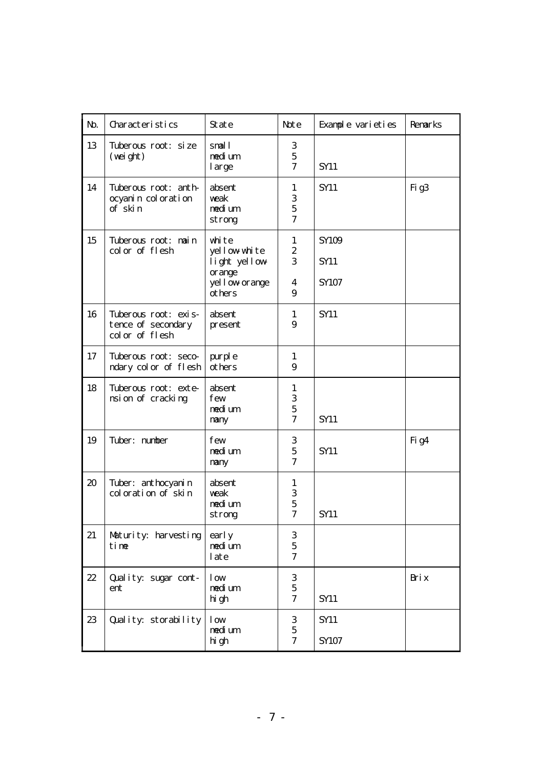| No. | Characteristics | State | Note | Example varieties | Remarks |
|---|---|---|---|---|---|
| 13 | Tuberous root: size (weight) | small<br>medium<br>large | 3<br>5<br>7 | <br><br>SY11 | |
| 14 | Tuberous root: anthocyanin coloration of skin | absent<br>weak<br>medium<br>strong | 1<br>3<br>5<br>7 | SY11 | Fig3 |
| 15 | Tuberous root: main color of flesh | white<br>yellow-white<br>light yellow-orange<br>yellow-orange<br>others | 1<br>2<br>3<br><br>4<br>9 | SY109<br><br>SY11<br><br>SY107 | |
| 16 | Tuberous root: existence of secondary color of flesh | absent<br>present | 1<br>9 | SY11 | |
| 17 | Tuberous root: secondary color of flesh | purple<br>others | 1<br>9 | | |
| 18 | Tuberous root: extension of cracking | absent<br>few<br>medium<br>many | 1<br>3<br>5<br>7 | <br><br><br>SY11 | |
| 19 | Tuber: number | few<br>medium<br>many | 3<br>5<br>7 | <br>SY11 | Fig4 |
| 20 | Tuber: anthocyanin coloration of skin | absent<br>weak<br>medium<br>strong | 1<br>3<br>5<br>7 | <br><br><br>SY11 | |
| 21 | Maturity: harvesting time | early<br>medium<br>late | 3<br>5<br>7 | | |
| 22 | Quality: sugar content | low<br>medium<br>high | 3<br>5<br>7 | <br><br>SY11 | Brix |
| 23 | Quality: storability | low<br>medium<br>high | 3<br>5<br>7 | SY11<br><br>SY107 | |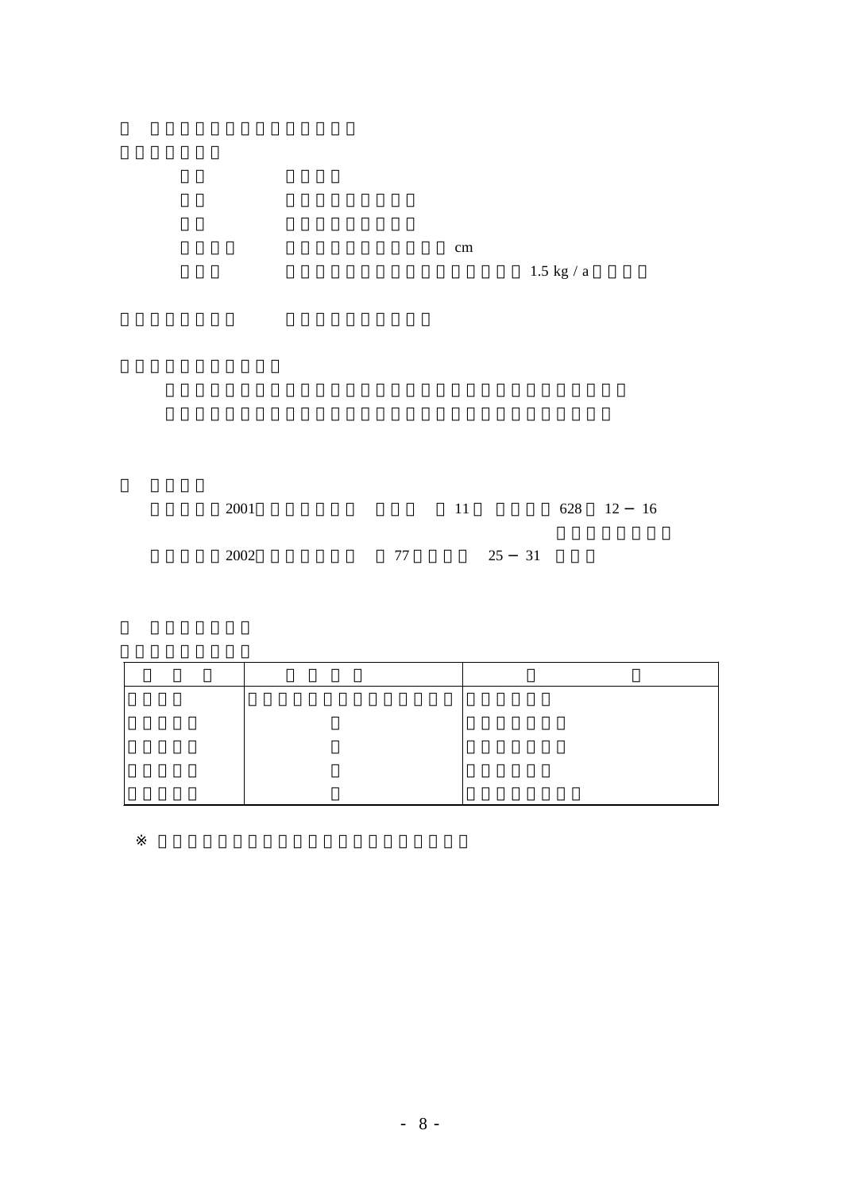cm

1.5 kg / a

2001 11 628 12 − 16

2002 77 25 − 31

※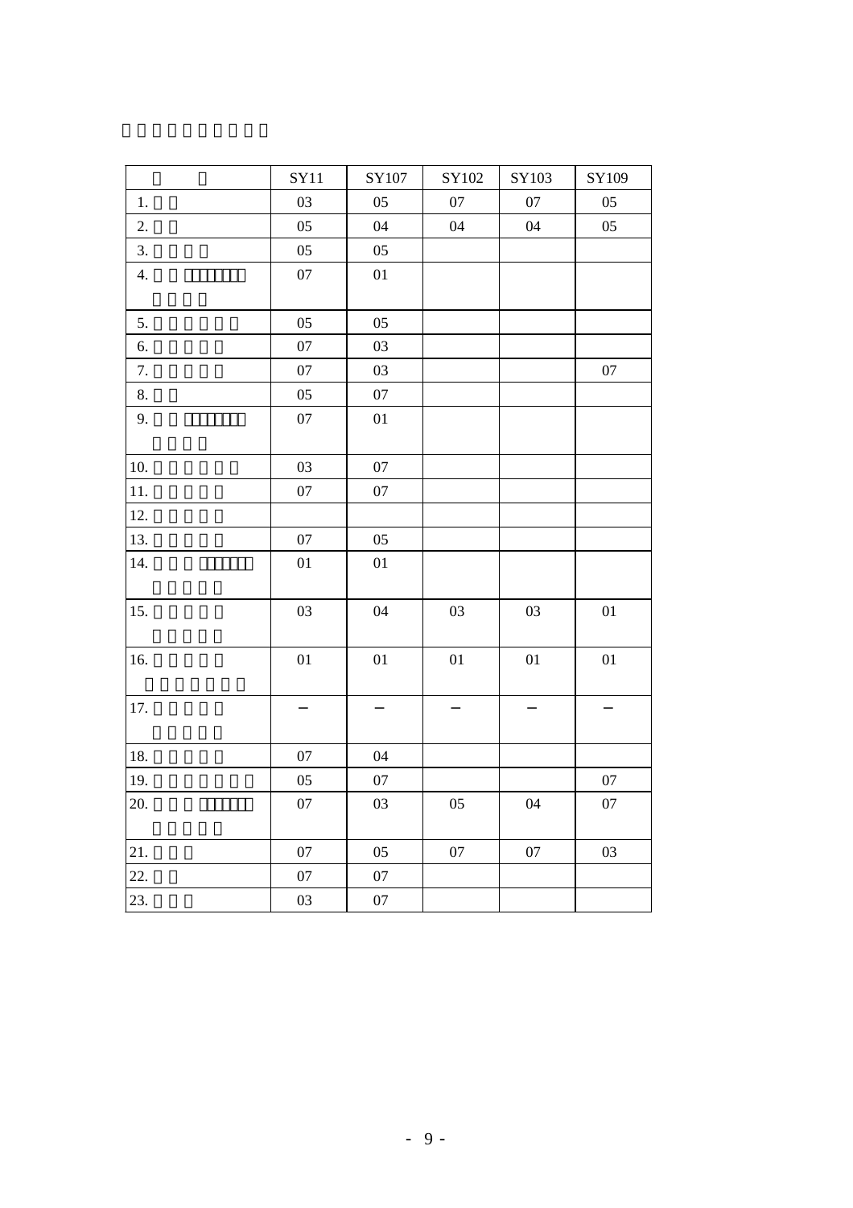| | SY11 | SY107 | SY102 | SY103 | SY109 |
|---|---|---|---|---|---|
| 1. | 03 | 05 | 07 | 07 | 05 |
| 2. | 05 | 04 | 04 | 04 | 05 |
| 3. | 05 | 05 | | | |
| 4. | 07 | 01 | | | |
| 5. | 05 | 05 | | | |
| 6. | 07 | 03 | | | |
| 7. | 07 | 03 | | | 07 |
| 8. | 05 | 07 | | | |
| 9. | 07 | 01 | | | |
| 10. | 03 | 07 | | | |
| 11. | 07 | 07 | | | |
| 12. | | | | | |
| 13. | 07 | 05 | | | |
| 14. | 01 | 01 | | | |
| 15. | 03 | 04 | 03 | 03 | 01 |
| 16. | 01 | 01 | 01 | 01 | 01 |
| 17. | – | – | – | – | – |
| 18. | 07 | 04 | | | |
| 19. | 05 | 07 | | | 07 |
| 20. | 07 | 03 | 05 | 04 | 07 |
| 21. | 07 | 05 | 07 | 07 | 03 |
| 22. | 07 | 07 | | | |
| 23. | 03 | 07 | | | |